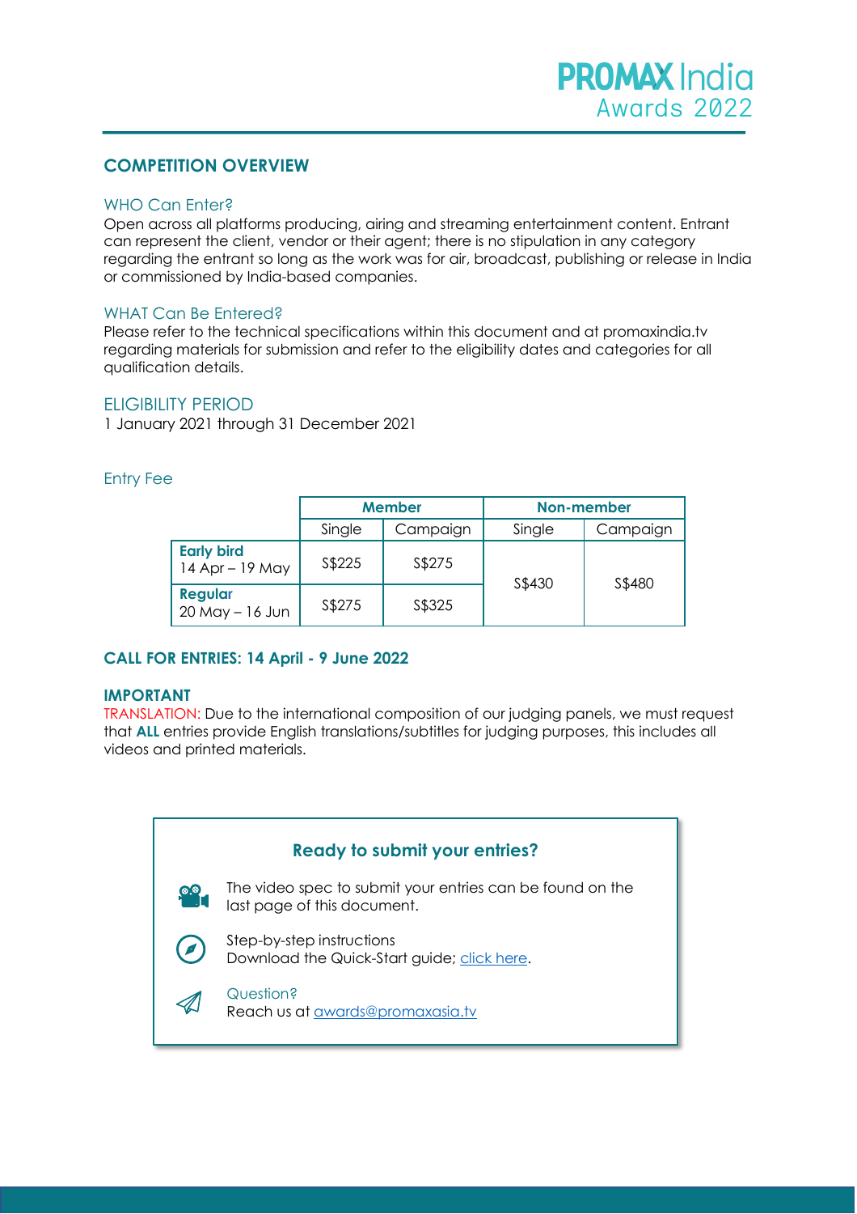# PROMAX India Awards 2022

## COMPETITION OVERVIEW

### WHO Can Enter?

Open across all platforms producing, airing and streaming entertainment content. Entrant can represent the client, vendor or their agent; there is no stipulation in any category regarding the entrant so long as the work was for air, broadcast, publishing or release in India or commissioned by India-based companies.

### WHAT Can Be Entered?

Please refer to the technical specifications within this document and at promaxindia.tv regarding materials for submission and refer to the eligibility dates and categories for all qualification details.

### ELIGIBILITY PERIOD

1 January 2021 through 31 December 2021

### Entry Fee

| | Member | | Non-member | |
|---|---|---|---|---|
| | Single | Campaign | Single | Campaign |
| **Early bird** 14 Apr – 19 May | S$225 | S$275 | S$430 | S$480 |
| **Regular** 20 May – 16 Jun | S$275 | S$325 | S$430 | S$480 |

**CALL FOR ENTRIES: 14 April - 9 June 2022**

**IMPORTANT**

TRANSLATION: Due to the international composition of our judging panels, we must request that **ALL** entries provide English translations/subtitles for judging purposes, this includes all videos and printed materials.

---

**Ready to submit your entries?**

The video spec to submit your entries can be found on the last page of this document.

Step-by-step instructions
Download the Quick-Start guide; click here.

Question?
Reach us at awards@promaxasia.tv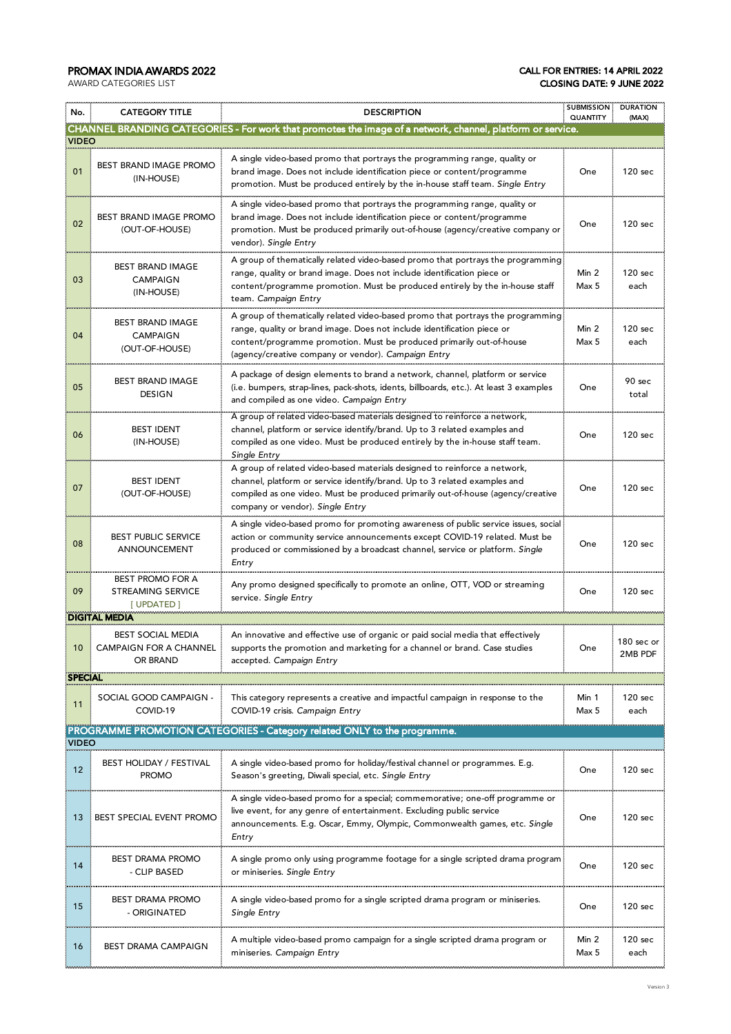**PROMAX INDIA AWARDS 2022**
AWARD CATEGORIES LIST

**CALL FOR ENTRIES: 14 APRIL 2022**
**CLOSING DATE: 9 JUNE 2022**

| No. | CATEGORY TITLE | DESCRIPTION | SUBMISSION QUANTITY | DURATION (MAX) |
|---|---|---|---|---|
| **CHANNEL BRANDING CATEGORIES - For work that promotes the image of a network, channel, platform or service.** | | | | |
| **VIDEO** | | | | |
| 01 | BEST BRAND IMAGE PROMO (IN-HOUSE) | A single video-based promo that portrays the programming range, quality or brand image. Does not include identification piece or content/programme promotion. Must be produced entirely by the in-house staff team. *Single Entry* | One | 120 sec |
| 02 | BEST BRAND IMAGE PROMO (OUT-OF-HOUSE) | A single video-based promo that portrays the programming range, quality or brand image. Does not include identification piece or content/programme promotion. Must be produced primarily out-of-house (agency/creative company or vendor). *Single Entry* | One | 120 sec |
| 03 | BEST BRAND IMAGE CAMPAIGN (IN-HOUSE) | A group of thematically related video-based promo that portrays the programming range, quality or brand image. Does not include identification piece or content/programme promotion. Must be produced entirely by the in-house staff team. *Campaign Entry* | Min 2 Max 5 | 120 sec each |
| 04 | BEST BRAND IMAGE CAMPAIGN (OUT-OF-HOUSE) | A group of thematically related video-based promo that portrays the programming range, quality or brand image. Does not include identification piece or content/programme promotion. Must be produced primarily out-of-house (agency/creative company or vendor). *Campaign Entry* | Min 2 Max 5 | 120 sec each |
| 05 | BEST BRAND IMAGE DESIGN | A package of design elements to brand a network, channel, platform or service (i.e. bumpers, strap-lines, pack-shots, idents, billboards, etc.). At least 3 examples and compiled as one video. *Campaign Entry* | One | 90 sec total |
| 06 | BEST IDENT (IN-HOUSE) | A group of related video-based materials designed to reinforce a network, channel, platform or service identify/brand. Up to 3 related examples and compiled as one video. Must be produced entirely by the in-house staff team. *Single Entry* | One | 120 sec |
| 07 | BEST IDENT (OUT-OF-HOUSE) | A group of related video-based materials designed to reinforce a network, channel, platform or service identify/brand. Up to 3 related examples and compiled as one video. Must be produced primarily out-of-house (agency/creative company or vendor). *Single Entry* | One | 120 sec |
| 08 | BEST PUBLIC SERVICE ANNOUNCEMENT | A single video-based promo for promoting awareness of public service issues, social action or community service announcements except COVID-19 related. Must be produced or commissioned by a broadcast channel, service or platform. *Single Entry* | One | 120 sec |
| 09 | BEST PROMO FOR A STREAMING SERVICE [ UPDATED ] | Any promo designed specifically to promote an online, OTT, VOD or streaming service. *Single Entry* | One | 120 sec |
| **DIGITAL MEDIA** | | | | |
| 10 | BEST SOCIAL MEDIA CAMPAIGN FOR A CHANNEL OR BRAND | An innovative and effective use of organic or paid social media that effectively supports the promotion and marketing for a channel or brand. Case studies accepted. *Campaign Entry* | One | 180 sec or 2MB PDF |
| **SPECIAL** | | | | |
| 11 | SOCIAL GOOD CAMPAIGN - COVID-19 | This category represents a creative and impactful campaign in response to the COVID-19 crisis. *Campaign Entry* | Min 1 Max 5 | 120 sec each |
| **PROGRAMME PROMOTION CATEGORIES - Category related ONLY to the programme.** | | | | |
| **VIDEO** | | | | |
| 12 | BEST HOLIDAY / FESTIVAL PROMO | A single video-based promo for holiday/festival channel or programmes. E.g. Season's greeting, Diwali special, etc. *Single Entry* | One | 120 sec |
| 13 | BEST SPECIAL EVENT PROMO | A single video-based promo for a special; commemorative; one-off programme or live event, for any genre of entertainment. Excluding public service announcements. E.g. Oscar, Emmy, Olympic, Commonwealth games, etc. *Single Entry* | One | 120 sec |
| 14 | BEST DRAMA PROMO - CLIP BASED | A single promo only using programme footage for a single scripted drama program or miniseries. *Single Entry* | One | 120 sec |
| 15 | BEST DRAMA PROMO - ORIGINATED | A single video-based promo for a single scripted drama program or miniseries. *Single Entry* | One | 120 sec |
| 16 | BEST DRAMA CAMPAIGN | A multiple video-based promo campaign for a single scripted drama program or miniseries. *Campaign Entry* | Min 2 Max 5 | 120 sec each |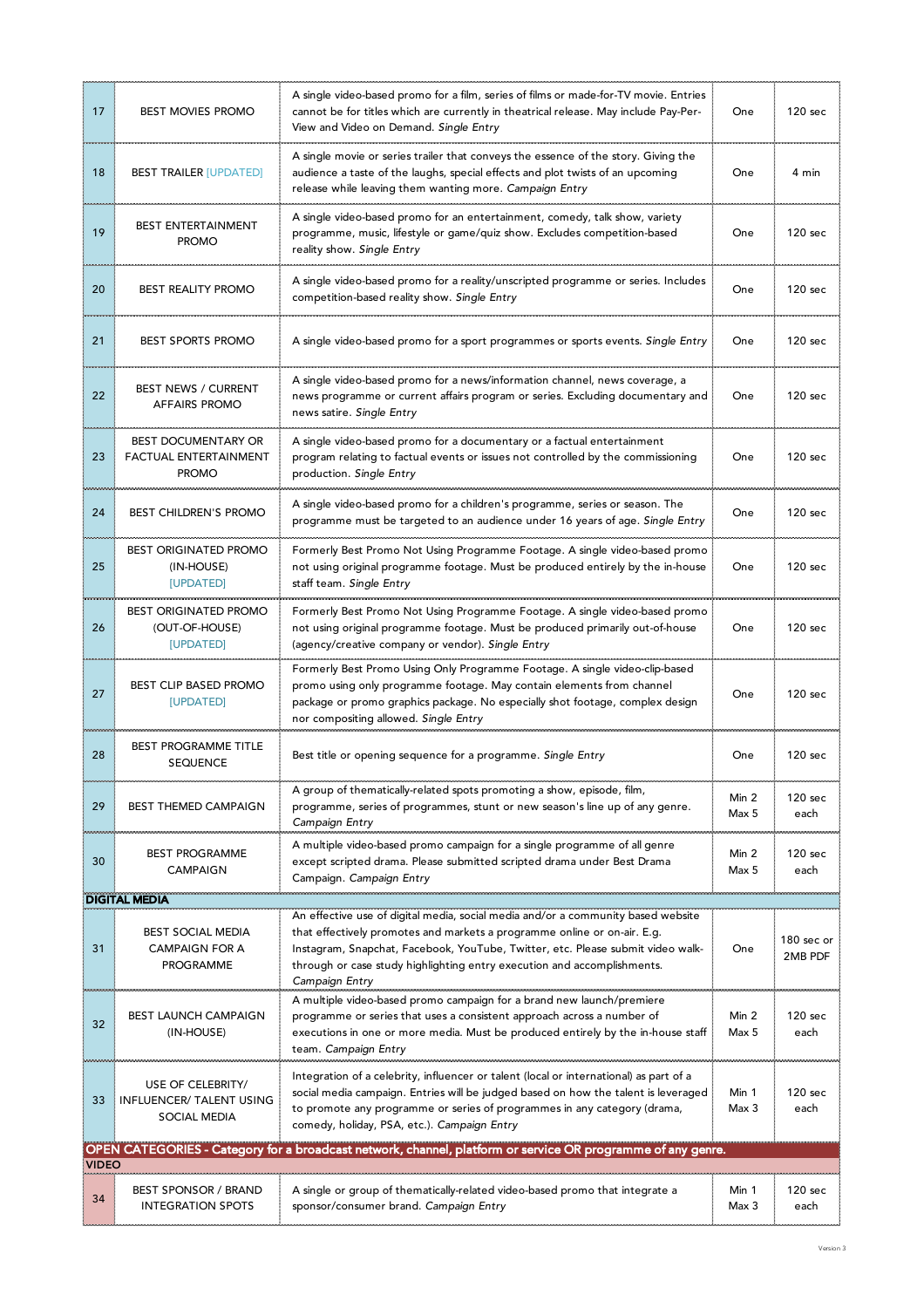| | | | | |
|---|---|---|---|---|
| 17 | BEST MOVIES PROMO | A single video-based promo for a film, series of films or made-for-TV movie. Entries cannot be for titles which are currently in theatrical release. May include Pay-Per-View and Video on Demand. *Single Entry* | One | 120 sec |
| 18 | BEST TRAILER [UPDATED] | A single movie or series trailer that conveys the essence of the story. Giving the audience a taste of the laughs, special effects and plot twists of an upcoming release while leaving them wanting more. *Campaign Entry* | One | 4 min |
| 19 | BEST ENTERTAINMENT PROMO | A single video-based promo for an entertainment, comedy, talk show, variety programme, music, lifestyle or game/quiz show. Excludes competition-based reality show. *Single Entry* | One | 120 sec |
| 20 | BEST REALITY PROMO | A single video-based promo for a reality/unscripted programme or series. Includes competition-based reality show. *Single Entry* | One | 120 sec |
| 21 | BEST SPORTS PROMO | A single video-based promo for a sport programmes or sports events. *Single Entry* | One | 120 sec |
| 22 | BEST NEWS / CURRENT AFFAIRS PROMO | A single video-based promo for a news/information channel, news coverage, a news programme or current affairs program or series. Excluding documentary and news satire. *Single Entry* | One | 120 sec |
| 23 | BEST DOCUMENTARY OR FACTUAL ENTERTAINMENT PROMO | A single video-based promo for a documentary or a factual entertainment program relating to factual events or issues not controlled by the commissioning production. *Single Entry* | One | 120 sec |
| 24 | BEST CHILDREN'S PROMO | A single video-based promo for a children's programme, series or season. The programme must be targeted to an audience under 16 years of age. *Single Entry* | One | 120 sec |
| 25 | BEST ORIGINATED PROMO (IN-HOUSE) [UPDATED] | Formerly Best Promo Not Using Programme Footage. A single video-based promo not using original programme footage. Must be produced entirely by the in-house staff team. *Single Entry* | One | 120 sec |
| 26 | BEST ORIGINATED PROMO (OUT-OF-HOUSE) [UPDATED] | Formerly Best Promo Not Using Programme Footage. A single video-based promo not using original programme footage. Must be produced primarily out-of-house (agency/creative company or vendor). *Single Entry* | One | 120 sec |
| 27 | BEST CLIP BASED PROMO [UPDATED] | Formerly Best Promo Using Only Programme Footage. A single video-clip-based promo using only programme footage. May contain elements from channel package or promo graphics package. No especially shot footage, complex design nor compositing allowed. *Single Entry* | One | 120 sec |
| 28 | BEST PROGRAMME TITLE SEQUENCE | Best title or opening sequence for a programme. *Single Entry* | One | 120 sec |
| 29 | BEST THEMED CAMPAIGN | A group of thematically-related spots promoting a show, episode, film, programme, series of programmes, stunt or new season's line up of any genre. *Campaign Entry* | Min 2 Max 5 | 120 sec each |
| 30 | BEST PROGRAMME CAMPAIGN | A multiple video-based promo campaign for a single programme of all genre except scripted drama. Please submitted scripted drama under Best Drama Campaign. *Campaign Entry* | Min 2 Max 5 | 120 sec each |
| **DIGITAL MEDIA** | | | | |
| 31 | BEST SOCIAL MEDIA CAMPAIGN FOR A PROGRAMME | An effective use of digital media, social media and/or a community based website that effectively promotes and markets a programme online or on-air. E.g. Instagram, Snapchat, Facebook, YouTube, Twitter, etc. Please submit video walk-through or case study highlighting entry execution and accomplishments. *Campaign Entry* | One | 180 sec or 2MB PDF |
| 32 | BEST LAUNCH CAMPAIGN (IN-HOUSE) | A multiple video-based promo campaign for a brand new launch/premiere programme or series that uses a consistent approach across a number of executions in one or more media. Must be produced entirely by the in-house staff team. *Campaign Entry* | Min 2 Max 5 | 120 sec each |
| 33 | USE OF CELEBRITY/ INFLUENCER/ TALENT USING SOCIAL MEDIA | Integration of a celebrity, influencer or talent (local or international) as part of a social media campaign. Entries will be judged based on how the talent is leveraged to promote any programme or series of programmes in any category (drama, comedy, holiday, PSA, etc.). *Campaign Entry* | Min 1 Max 3 | 120 sec each |
| **OPEN CATEGORIES - Category for a broadcast network, channel, platform or service OR programme of any genre.** | | | | |
| **VIDEO** | | | | |
| 34 | BEST SPONSOR / BRAND INTEGRATION SPOTS | A single or group of thematically-related video-based promo that integrate a sponsor/consumer brand. *Campaign Entry* | Min 1 Max 3 | 120 sec each |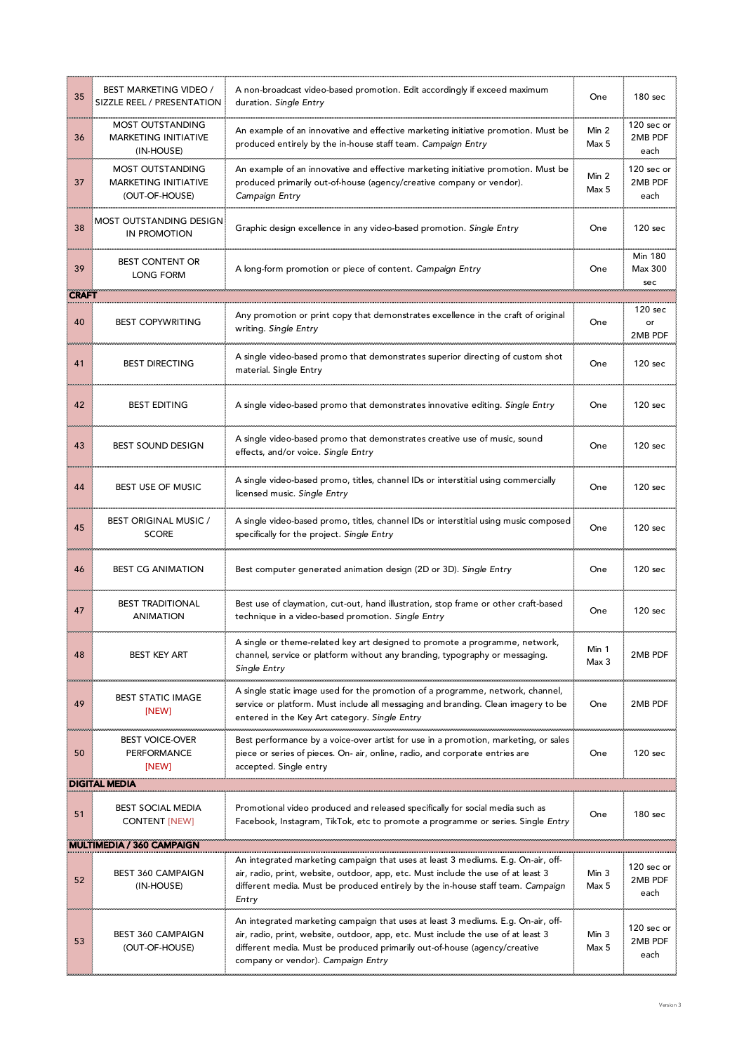| | | | | |
|---|---|---|---|---|
| 35 | BEST MARKETING VIDEO / SIZZLE REEL / PRESENTATION | A non-broadcast video-based promotion. Edit accordingly if exceed maximum duration. *Single Entry* | One | 180 sec |
| 36 | MOST OUTSTANDING MARKETING INITIATIVE (IN-HOUSE) | An example of an innovative and effective marketing initiative promotion. Must be produced entirely by the in-house staff team. *Campaign Entry* | Min 2 Max 5 | 120 sec or 2MB PDF each |
| 37 | MOST OUTSTANDING MARKETING INITIATIVE (OUT-OF-HOUSE) | An example of an innovative and effective marketing initiative promotion. Must be produced primarily out-of-house (agency/creative company or vendor). *Campaign Entry* | Min 2 Max 5 | 120 sec or 2MB PDF each |
| 38 | MOST OUTSTANDING DESIGN IN PROMOTION | Graphic design excellence in any video-based promotion. *Single Entry* | One | 120 sec |
| 39 | BEST CONTENT OR LONG FORM | A long-form promotion or piece of content. *Campaign Entry* | One | Min 180 Max 300 sec |
| **CRAFT** | | | | |
| 40 | BEST COPYWRITING | Any promotion or print copy that demonstrates excellence in the craft of original writing. *Single Entry* | One | 120 sec or 2MB PDF |
| 41 | BEST DIRECTING | A single video-based promo that demonstrates superior directing of custom shot material. Single Entry | One | 120 sec |
| 42 | BEST EDITING | A single video-based promo that demonstrates innovative editing. *Single Entry* | One | 120 sec |
| 43 | BEST SOUND DESIGN | A single video-based promo that demonstrates creative use of music, sound effects, and/or voice. *Single Entry* | One | 120 sec |
| 44 | BEST USE OF MUSIC | A single video-based promo, titles, channel IDs or interstitial using commercially licensed music. *Single Entry* | One | 120 sec |
| 45 | BEST ORIGINAL MUSIC / SCORE | A single video-based promo, titles, channel IDs or interstitial using music composed specifically for the project. *Single Entry* | One | 120 sec |
| 46 | BEST CG ANIMATION | Best computer generated animation design (2D or 3D). *Single Entry* | One | 120 sec |
| 47 | BEST TRADITIONAL ANIMATION | Best use of claymation, cut-out, hand illustration, stop frame or other craft-based technique in a video-based promotion. *Single Entry* | One | 120 sec |
| 48 | BEST KEY ART | A single or theme-related key art designed to promote a programme, network, channel, service or platform without any branding, typography or messaging. *Single Entry* | Min 1 Max 3 | 2MB PDF |
| 49 | BEST STATIC IMAGE [NEW] | A single static image used for the promotion of a programme, network, channel, service or platform. Must include all messaging and branding. Clean imagery to be entered in the Key Art category. *Single Entry* | One | 2MB PDF |
| 50 | BEST VOICE-OVER PERFORMANCE [NEW] | Best performance by a voice-over artist for use in a promotion, marketing, or sales piece or series of pieces. On- air, online, radio, and corporate entries are accepted. Single entry | One | 120 sec |
| **DIGITAL MEDIA** | | | | |
| 51 | BEST SOCIAL MEDIA CONTENT [NEW] | Promotional video produced and released specifically for social media such as Facebook, Instagram, TikTok, etc to promote a programme or series. Single *Entry* | One | 180 sec |
| **MULTIMEDIA / 360 CAMPAIGN** | | | | |
| 52 | BEST 360 CAMPAIGN (IN-HOUSE) | An integrated marketing campaign that uses at least 3 mediums. E.g. On-air, off-air, radio, print, website, outdoor, app, etc. Must include the use of at least 3 different media. Must be produced entirely by the in-house staff team. *Campaign Entry* | Min 3 Max 5 | 120 sec or 2MB PDF each |
| 53 | BEST 360 CAMPAIGN (OUT-OF-HOUSE) | An integrated marketing campaign that uses at least 3 mediums. E.g. On-air, off-air, radio, print, website, outdoor, app, etc. Must include the use of at least 3 different media. Must be produced primarily out-of-house (agency/creative company or vendor). *Campaign Entry* | Min 3 Max 5 | 120 sec or 2MB PDF each |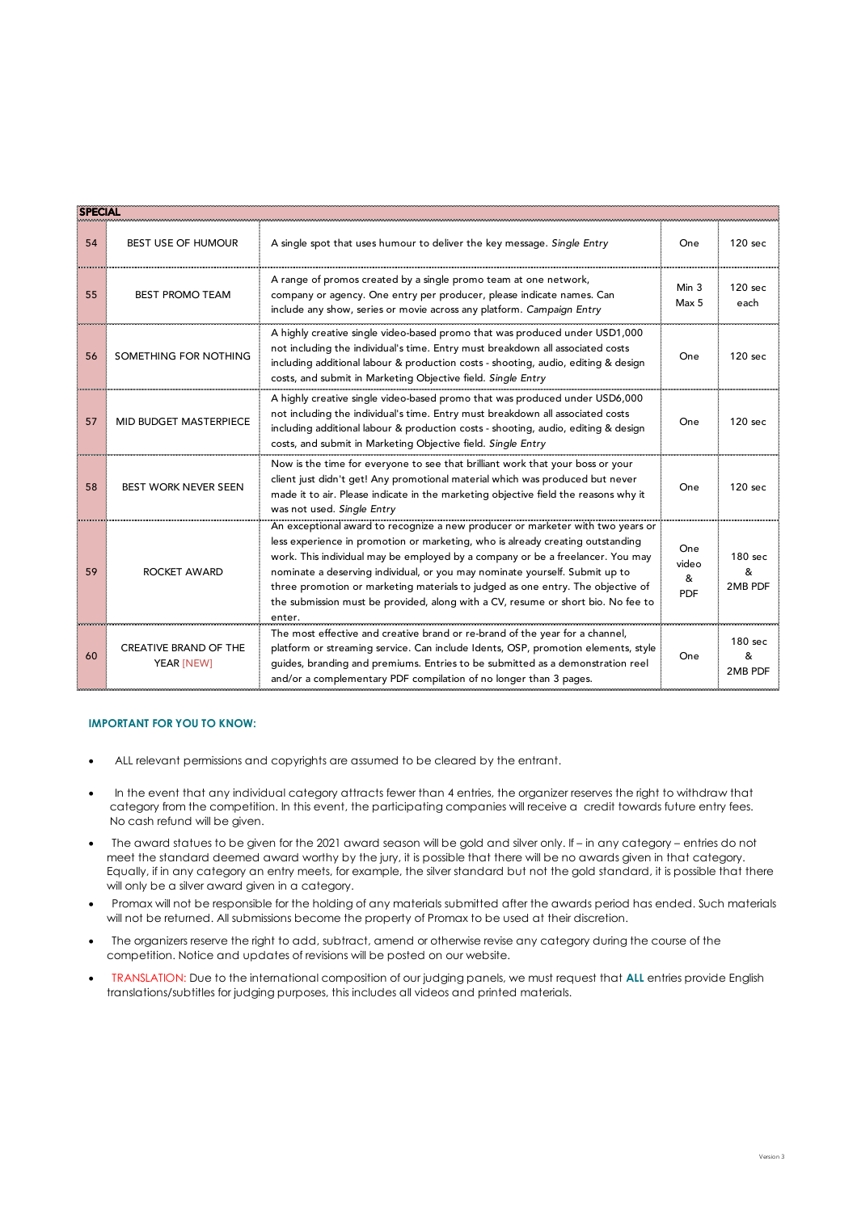| SPECIAL | | | | |
|---|---|---|---|---|
| 54 | BEST USE OF HUMOUR | A single spot that uses humour to deliver the key message. *Single Entry* | One | 120 sec |
| 55 | BEST PROMO TEAM | A range of promos created by a single promo team at one network, company or agency. One entry per producer, please indicate names. Can include any show, series or movie across any platform. *Campaign Entry* | Min 3 Max 5 | 120 sec each |
| 56 | SOMETHING FOR NOTHING | A highly creative single video-based promo that was produced under USD1,000 not including the individual's time. Entry must breakdown all associated costs including additional labour & production costs - shooting, audio, editing & design costs, and submit in Marketing Objective field. *Single Entry* | One | 120 sec |
| 57 | MID BUDGET MASTERPIECE | A highly creative single video-based promo that was produced under USD6,000 not including the individual's time. Entry must breakdown all associated costs including additional labour & production costs - shooting, audio, editing & design costs, and submit in Marketing Objective field. *Single Entry* | One | 120 sec |
| 58 | BEST WORK NEVER SEEN | Now is the time for everyone to see that brilliant work that your boss or your client just didn't get! Any promotional material which was produced but never made it to air. Please indicate in the marketing objective field the reasons why it was not used. *Single Entry* | One | 120 sec |
| 59 | ROCKET AWARD | An exceptional award to recognize a new producer or marketer with two years or less experience in promotion or marketing, who is already creating outstanding work. This individual may be employed by a company or be a freelancer. You may nominate a deserving individual, or you may nominate yourself. Submit up to three promotion or marketing materials to judged as one entry. The objective of the submission must be provided, along with a CV, resume or short bio. No fee to enter. | One video & PDF | 180 sec & 2MB PDF |
| 60 | CREATIVE BRAND OF THE YEAR [NEW] | The most effective and creative brand or re-brand of the year for a channel, platform or streaming service. Can include Idents, OSP, promotion elements, style guides, branding and premiums. Entries to be submitted as a demonstration reel and/or a complementary PDF compilation of no longer than 3 pages. | One | 180 sec & 2MB PDF |

**IMPORTANT FOR YOU TO KNOW:**

- ALL relevant permissions and copyrights are assumed to be cleared by the entrant.
- In the event that any individual category attracts fewer than 4 entries, the organizer reserves the right to withdraw that category from the competition. In this event, the participating companies will receive a credit towards future entry fees. No cash refund will be given.
- The award statues to be given for the 2021 award season will be gold and silver only. If – in any category – entries do not meet the standard deemed award worthy by the jury, it is possible that there will be no awards given in that category. Equally, if in any category an entry meets, for example, the silver standard but not the gold standard, it is possible that there will only be a silver award given in a category.
- Promax will not be responsible for the holding of any materials submitted after the awards period has ended. Such materials will not be returned. All submissions become the property of Promax to be used at their discretion.
- The organizers reserve the right to add, subtract, amend or otherwise revise any category during the course of the competition. Notice and updates of revisions will be posted on our website.
- TRANSLATION: Due to the international composition of our judging panels, we must request that **ALL** entries provide English translations/subtitles for judging purposes, this includes all videos and printed materials.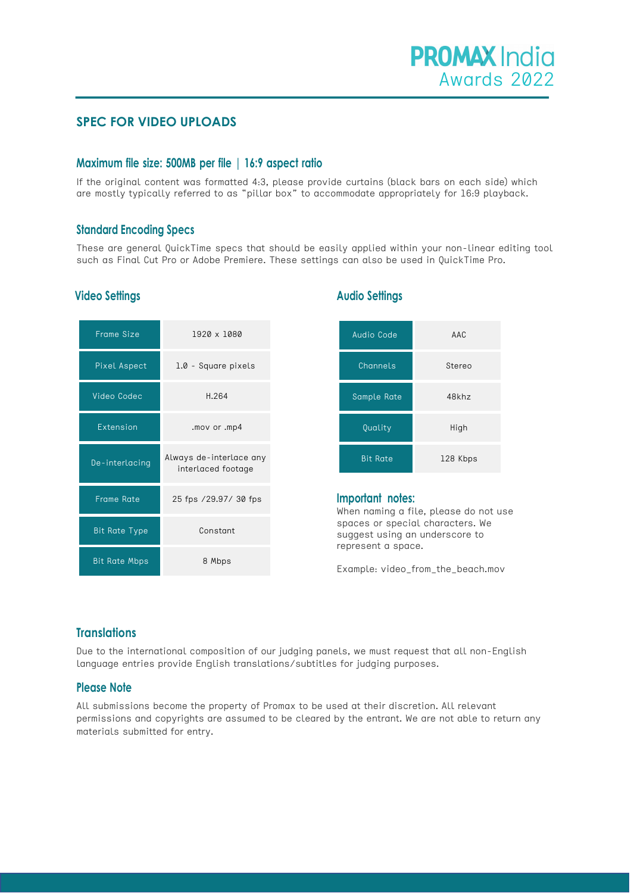# PROMAX India Awards 2022

## SPEC FOR VIDEO UPLOADS

### Maximum file size: 500MB per file | 16:9 aspect ratio

If the original content was formatted 4:3, please provide curtains (black bars on each side) which are mostly typically referred to as "pillar box" to accommodate appropriately for 16:9 playback.

### Standard Encoding Specs

These are general QuickTime specs that should be easily applied within your non-linear editing tool such as Final Cut Pro or Adobe Premiere. These settings can also be used in QuickTime Pro.

### Video Settings

| | |
|---|---|
| Frame Size | 1920 x 1080 |
| Pixel Aspect | 1.0 - Square pixels |
| Video Codec | H.264 |
| Extension | .mov or .mp4 |
| De-interlacing | Always de-interlace any interlaced footage |
| Frame Rate | 25 fps /29.97/ 30 fps |
| Bit Rate Type | Constant |
| Bit Rate Mbps | 8 Mbps |

### Audio Settings

| | |
|---|---|
| Audio Code | AAC |
| Channels | Stereo |
| Sample Rate | 48khz |
| Quality | High |
| Bit Rate | 128 Kbps |

### Important notes:

When naming a file, please do not use spaces or special characters. We suggest using an underscore to represent a space.

Example: video_from_the_beach.mov

### Translations

Due to the international composition of our judging panels, we must request that all non-English language entries provide English translations/subtitles for judging purposes.

### Please Note

All submissions become the property of Promax to be used at their discretion. All relevant permissions and copyrights are assumed to be cleared by the entrant. We are not able to return any materials submitted for entry.